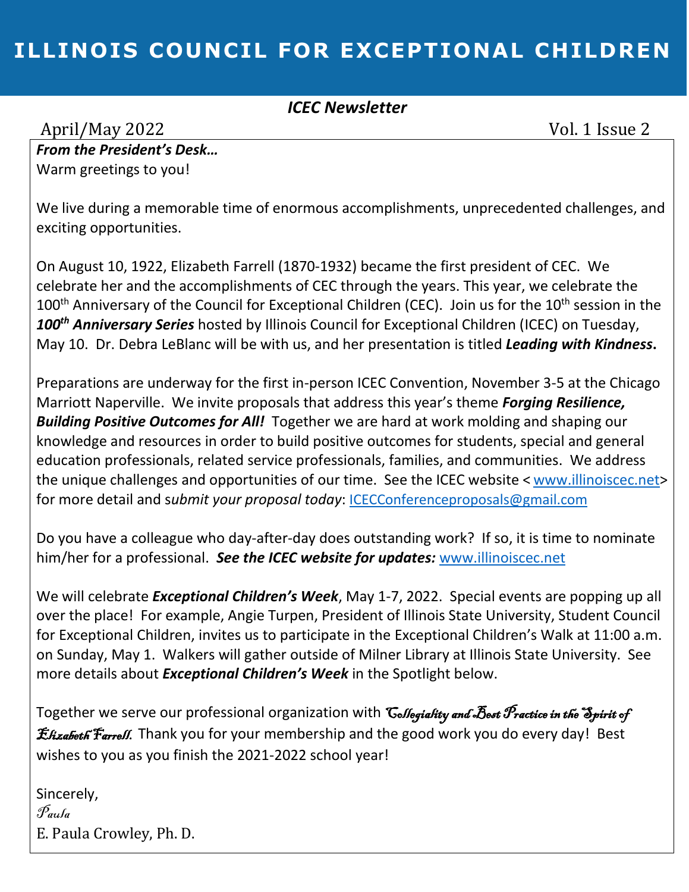# ILLINOIS COUNCIL FOR EXCEPTIONAL CHILDREN

***ICEC Newsletter***

April/May 2022 Vol. 1 Issue 2

***From the President's Desk…***

Warm greetings to you!

We live during a memorable time of enormous accomplishments, unprecedented challenges, and exciting opportunities.

On August 10, 1922, Elizabeth Farrell (1870-1932) became the first president of CEC. We celebrate her and the accomplishments of CEC through the years. This year, we celebrate the 100th Anniversary of the Council for Exceptional Children (CEC). Join us for the 10th session in the ***100th Anniversary Series*** hosted by Illinois Council for Exceptional Children (ICEC) on Tuesday, May 10. Dr. Debra LeBlanc will be with us, and her presentation is titled ***Leading with Kindness***.

Preparations are underway for the first in-person ICEC Convention, November 3-5 at the Chicago Marriott Naperville. We invite proposals that address this year's theme ***Forging Resilience, Building Positive Outcomes for All!*** Together we are hard at work molding and shaping our knowledge and resources in order to build positive outcomes for students, special and general education professionals, related service professionals, families, and communities. We address the unique challenges and opportunities of our time. See the ICEC website < www.illinoiscec.net> for more detail and *submit your proposal today*: ICECConferenceproposals@gmail.com

Do you have a colleague who day-after-day does outstanding work? If so, it is time to nominate him/her for a professional. ***See the ICEC website for updates:*** www.illinoiscec.net

We will celebrate ***Exceptional Children's Week***, May 1-7, 2022. Special events are popping up all over the place! For example, Angie Turpen, President of Illinois State University, Student Council for Exceptional Children, invites us to participate in the Exceptional Children's Walk at 11:00 a.m. on Sunday, May 1. Walkers will gather outside of Milner Library at Illinois State University. See more details about ***Exceptional Children's Week*** in the Spotlight below.

Together we serve our professional organization with *Collegiality and Best Practice in the Spirit of Elizabeth Farrell.* Thank you for your membership and the good work you do every day! Best wishes to you as you finish the 2021-2022 school year!

Sincerely,

*Paula*

E. Paula Crowley, Ph. D.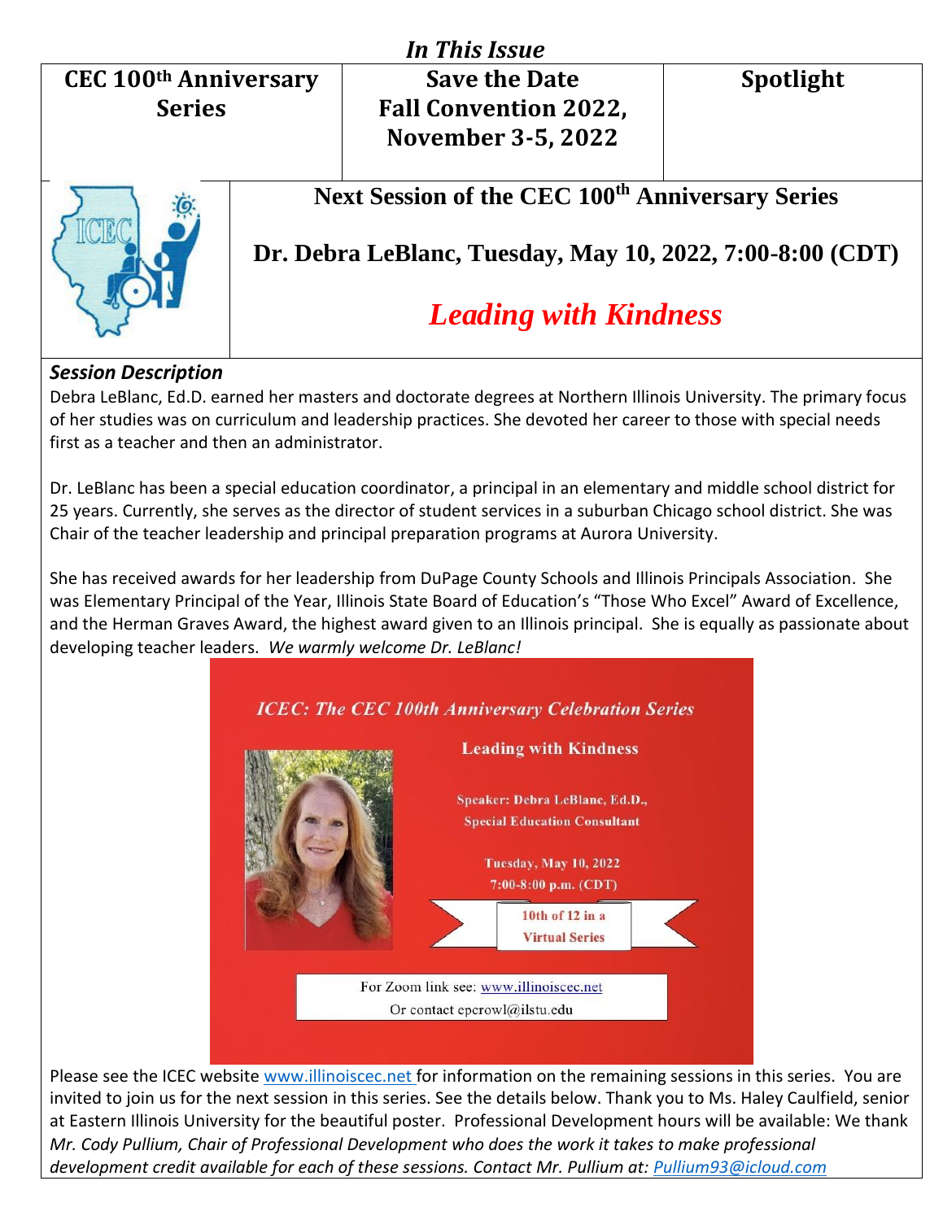*In This Issue*

| CEC 100th Anniversary Series | Save the Date Fall Convention 2022, November 3-5, 2022 | Spotlight |
| --- | --- | --- |

## Next Session of the CEC 100th Anniversary Series

**Dr. Debra LeBlanc, Tuesday, May 10, 2022, 7:00-8:00 (CDT)**

## *Leading with Kindness*

***Session Description***

Debra LeBlanc, Ed.D. earned her masters and doctorate degrees at Northern Illinois University. The primary focus of her studies was on curriculum and leadership practices. She devoted her career to those with special needs first as a teacher and then an administrator.

Dr. LeBlanc has been a special education coordinator, a principal in an elementary and middle school district for 25 years. Currently, she serves as the director of student services in a suburban Chicago school district. She was Chair of the teacher leadership and principal preparation programs at Aurora University.

She has received awards for her leadership from DuPage County Schools and Illinois Principals Association. She was Elementary Principal of the Year, Illinois State Board of Education's "Those Who Excel" Award of Excellence, and the Herman Graves Award, the highest award given to an Illinois principal. She is equally as passionate about developing teacher leaders. *We warmly welcome Dr. LeBlanc!*

*ICEC: The CEC 100th Anniversary Celebration Series*

**Leading with Kindness**

Speaker: Debra LeBlanc, Ed.D., Special Education Consultant

Tuesday, May 10, 2022
7:00-8:00 p.m. (CDT)

10th of 12 in a Virtual Series

For Zoom link see: www.illinoiscec.net
Or contact epcrowl@ilstu.edu

Please see the ICEC website www.illinoiscec.net for information on the remaining sessions in this series. You are invited to join us for the next session in this series. See the details below. Thank you to Ms. Haley Caulfield, senior at Eastern Illinois University for the beautiful poster. Professional Development hours will be available: We thank *Mr. Cody Pullium, Chair of Professional Development who does the work it takes to make professional development credit available for each of these sessions. Contact Mr. Pullium at: Pullium93@icloud.com*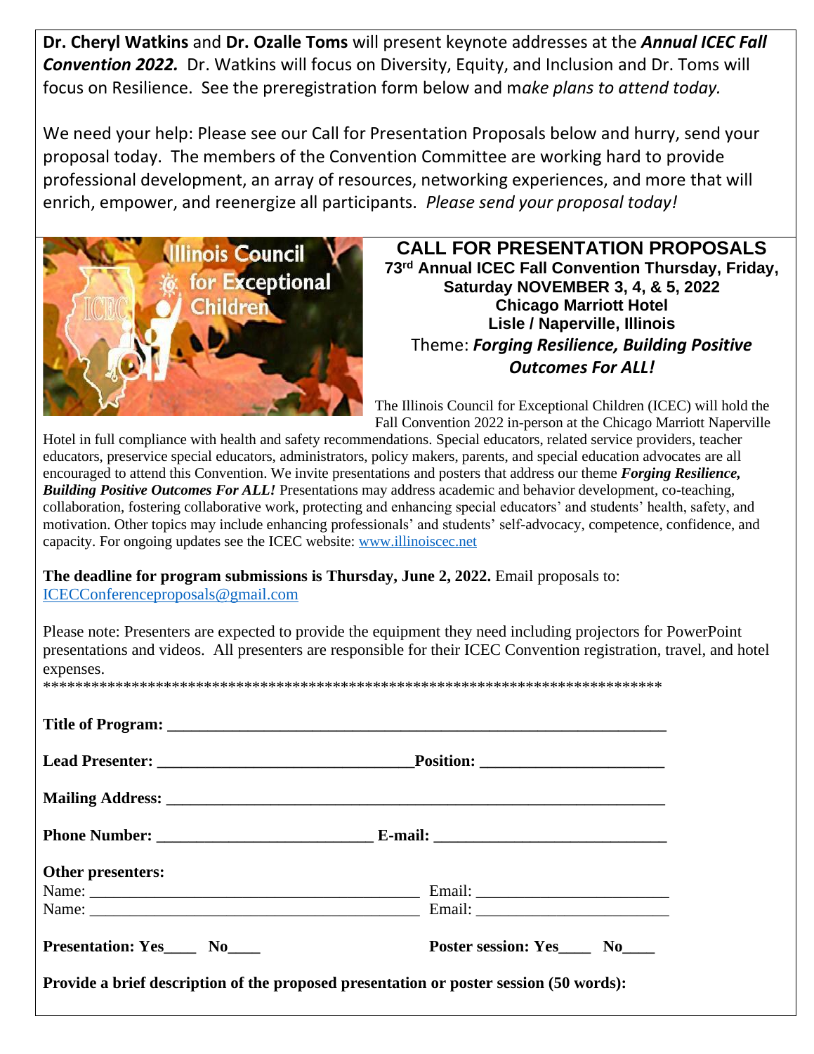**Dr. Cheryl Watkins** and **Dr. Ozalle Toms** will present keynote addresses at the ***Annual ICEC Fall Convention 2022.*** Dr. Watkins will focus on Diversity, Equity, and Inclusion and Dr. Toms will focus on Resilience. See the preregistration form below and m*ake plans to attend today.*

We need your help: Please see our Call for Presentation Proposals below and hurry, send your proposal today. The members of the Convention Committee are working hard to provide professional development, an array of resources, networking experiences, and more that will enrich, empower, and reenergize all participants. *Please send your proposal today!*

## CALL FOR PRESENTATION PROPOSALS

**73rd Annual ICEC Fall Convention Thursday, Friday, Saturday NOVEMBER 3, 4, & 5, 2022**
**Chicago Marriott Hotel**
**Lisle / Naperville, Illinois**

Theme: ***Forging Resilience, Building Positive Outcomes For ALL!***

The Illinois Council for Exceptional Children (ICEC) will hold the Fall Convention 2022 in-person at the Chicago Marriott Naperville Hotel in full compliance with health and safety recommendations. Special educators, related service providers, teacher educators, preservice special educators, administrators, policy makers, parents, and special education advocates are all encouraged to attend this Convention. We invite presentations and posters that address our theme ***Forging Resilience, Building Positive Outcomes For ALL!*** Presentations may address academic and behavior development, co-teaching, collaboration, fostering collaborative work, protecting and enhancing special educators' and students' health, safety, and motivation. Other topics may include enhancing professionals' and students' self-advocacy, competence, confidence, and capacity. For ongoing updates see the ICEC website: www.illinoiscec.net

**The deadline for program submissions is Thursday, June 2, 2022.** Email proposals to: ICECConferenceproposals@gmail.com

Please note: Presenters are expected to provide the equipment they need including projectors for PowerPoint presentations and videos. All presenters are responsible for their ICEC Convention registration, travel, and hotel expenses.

*******************************************************************************

**Title of Program:** ____________________________________________________________

**Lead Presenter:** ______________________________ **Position:** ______________________

**Mailing Address:** ____________________________________________________________

**Phone Number:** _________________________ **E-mail:** ___________________________

**Other presenters:**
Name: ______________________________________ Email: ______________________
Name: ______________________________________ Email: ______________________

**Presentation: Yes\_\_\_\_ No\_\_\_\_** **Poster session: Yes\_\_\_\_ No\_\_\_\_**

**Provide a brief description of the proposed presentation or poster session (50 words):**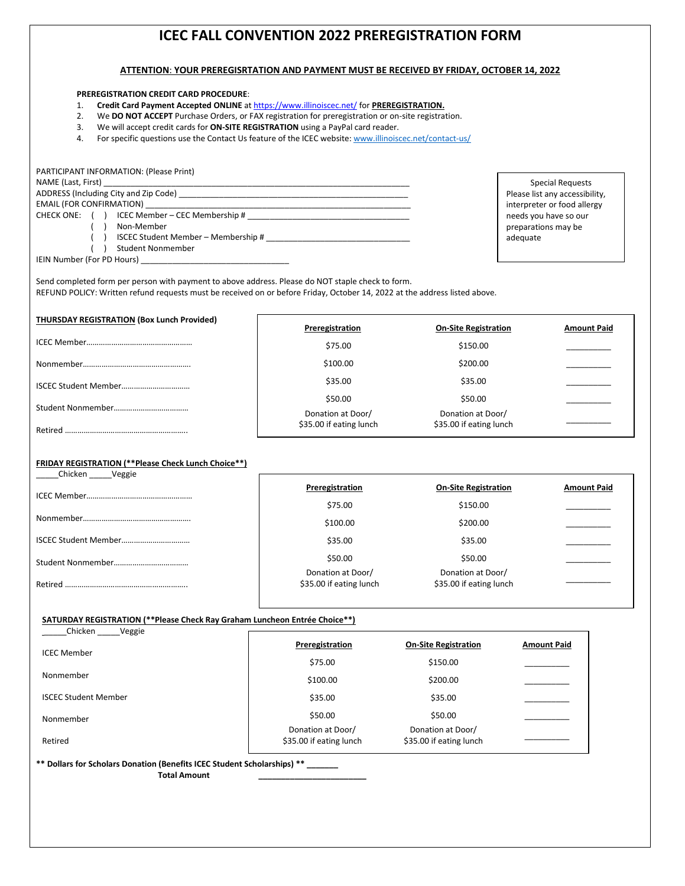# ICEC FALL CONVENTION 2022 PREREGISTRATION FORM

**ATTENTION: YOUR PREREGISRTATION AND PAYMENT MUST BE RECEIVED BY FRIDAY, OCTOBER 14, 2022**

**PREREGISTRATION CREDIT CARD PROCEDURE**:

1. **Credit Card Payment Accepted ONLINE** at https://www.illinoiscec.net/ for **PREREGISTRATION.**
2. We **DO NOT ACCEPT** Purchase Orders, or FAX registration for preregistration or on-site registration.
3. We will accept credit cards for **ON-SITE REGISTRATION** using a PayPal card reader.
4. For specific questions use the Contact Us feature of the ICEC website: www.illinoiscec.net/contact-us/

PARTICIPANT INFORMATION: (Please Print)

NAME (Last, First) ____________________________________________________________________

ADDRESS (Including City and Zip Code) ____________________________________________________

EMAIL (FOR CONFIRMATION) ____________________________________________________________

CHECK ONE:
- ( ) ICEC Member – CEC Membership # ___________________________________
- ( ) Non-Member
- ( ) ISCEC Student Member – Membership # ________________________________
- ( ) Student Nonmember

IEIN Number (For PD Hours) __________________________________

Special Requests
Please list any accessibility, interpreter or food allergy needs you have so our preparations may be adequate

Send completed form per person with payment to above address. Please do NOT staple check to form.
REFUND POLICY: Written refund requests must be received on or before Friday, October 14, 2022 at the address listed above.

**THURSDAY REGISTRATION (Box Lunch Provided)**

| | Preregistration | On-Site Registration | Amount Paid |
|---|---|---|---|
| ICEC Member…………………………………………… | $75.00 | $150.00 | __________ |
| Nonmember…………………………………………… | $100.00 | $200.00 | __________ |
| ISCEC Student Member…………………………… | $35.00 | $35.00 | __________ |
| Student Nonmember……………………………… | $50.00 | $50.00 | __________ |
| Retired ……………………………………………… | Donation at Door/ $35.00 if eating lunch | Donation at Door/ $35.00 if eating lunch | __________ |

**FRIDAY REGISTRATION (\*\*Please Check Lunch Choice\*\*)**

_____Chicken _____Veggie

| | Preregistration | On-Site Registration | Amount Paid |
|---|---|---|---|
| ICEC Member…………………………………………… | $75.00 | $150.00 | __________ |
| Nonmember…………………………………………… | $100.00 | $200.00 | __________ |
| ISCEC Student Member…………………………… | $35.00 | $35.00 | __________ |
| Student Nonmember……………………………… | $50.00 | $50.00 | __________ |
| Retired ……………………………………………… | Donation at Door/ $35.00 if eating lunch | Donation at Door/ $35.00 if eating lunch | __________ |

**SATURDAY REGISTRATION (\*\*Please Check Ray Graham Luncheon Entrée Choice\*\*)**

_____Chicken _____Veggie

| | Preregistration | On-Site Registration | Amount Paid |
|---|---|---|---|
| ICEC Member | $75.00 | $150.00 | __________ |
| Nonmember | $100.00 | $200.00 | __________ |
| ISCEC Student Member | $35.00 | $35.00 | __________ |
| Nonmember | $50.00 | $50.00 | __________ |
| Retired | Donation at Door/ $35.00 if eating lunch | Donation at Door/ $35.00 if eating lunch | __________ |

**\*\* Dollars for Scholars Donation (Benefits ICEC Student Scholarships) \*\* _______**

**Total Amount** ________________________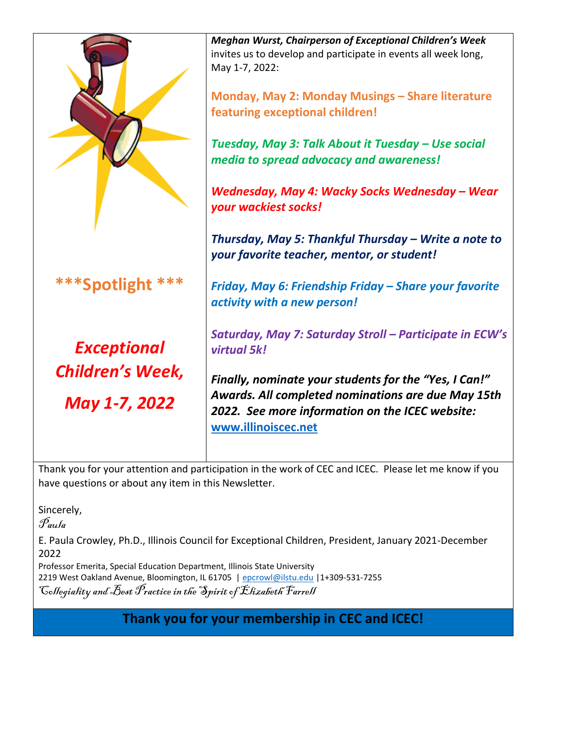***Spotlight ***

*Exceptional Children's Week, May 1-7, 2022*

***Meghan Wurst, Chairperson of Exceptional Children's Week*** invites us to develop and participate in events all week long, May 1-7, 2022:

**Monday, May 2: Monday Musings – Share literature featuring exceptional children!**

***Tuesday, May 3: Talk About it Tuesday – Use social media to spread advocacy and awareness!***

***Wednesday, May 4: Wacky Socks Wednesday – Wear your wackiest socks!***

***Thursday, May 5: Thankful Thursday – Write a note to your favorite teacher, mentor, or student!***

***Friday, May 6: Friendship Friday – Share your favorite activity with a new person!***

***Saturday, May 7: Saturday Stroll – Participate in ECW's virtual 5k!***

***Finally, nominate your students for the "Yes, I Can!" Awards. All completed nominations are due May 15th 2022. See more information on the ICEC website:*** **www.illinoiscec.net**

Thank you for your attention and participation in the work of CEC and ICEC. Please let me know if you have questions or about any item in this Newsletter.

Sincerely,

*Paula*

E. Paula Crowley, Ph.D., Illinois Council for Exceptional Children, President, January 2021-December 2022

Professor Emerita, Special Education Department, Illinois State University

2219 West Oakland Avenue, Bloomington, IL 61705 | epcrowl@ilstu.edu |1+309-531-7255

*Collegiality and Best Practice in the Spirit of Elizabeth Farrell*

**Thank you for your membership in CEC and ICEC!**